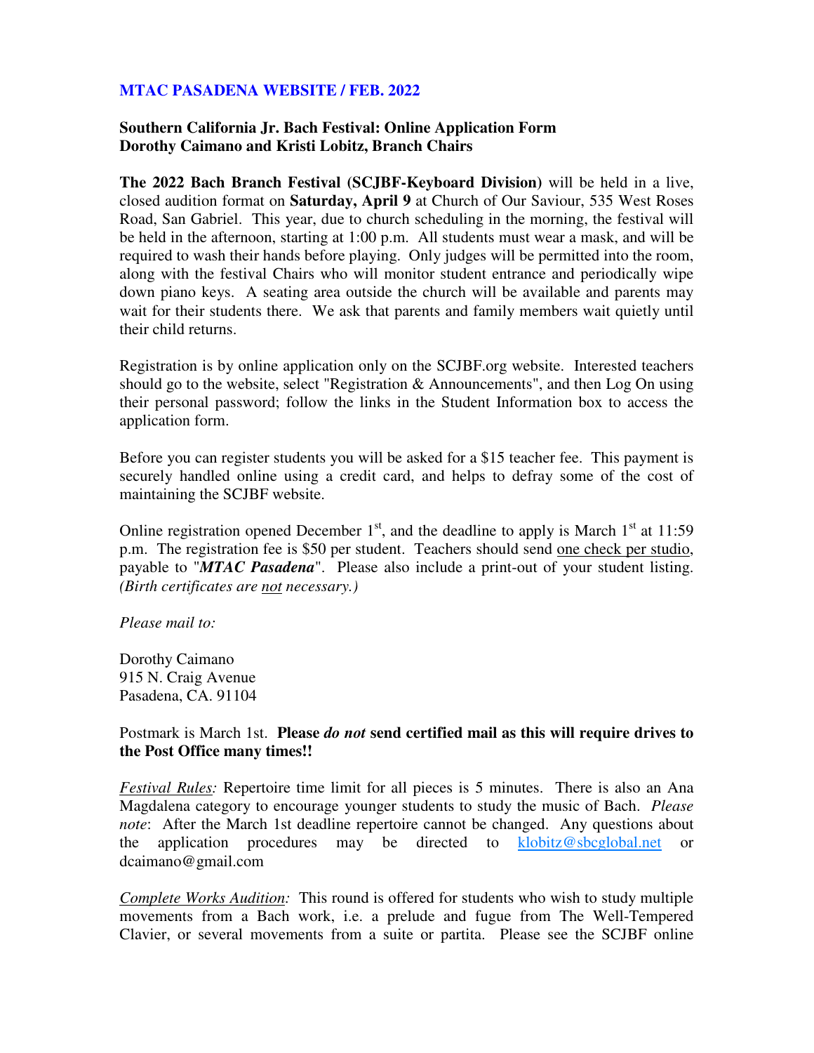**MTAC PASADENA WEBSITE / FEB. 2022**

**Southern California Jr. Bach Festival: Online Application Form**
**Dorothy Caimano and Kristi Lobitz, Branch Chairs**

**The 2022 Bach Branch Festival (SCJBF-Keyboard Division)** will be held in a live, closed audition format on **Saturday, April 9** at Church of Our Saviour, 535 West Roses Road, San Gabriel. This year, due to church scheduling in the morning, the festival will be held in the afternoon, starting at 1:00 p.m. All students must wear a mask, and will be required to wash their hands before playing. Only judges will be permitted into the room, along with the festival Chairs who will monitor student entrance and periodically wipe down piano keys. A seating area outside the church will be available and parents may wait for their students there. We ask that parents and family members wait quietly until their child returns.

Registration is by online application only on the SCJBF.org website. Interested teachers should go to the website, select "Registration & Announcements", and then Log On using their personal password; follow the links in the Student Information box to access the application form.

Before you can register students you will be asked for a $15 teacher fee. This payment is securely handled online using a credit card, and helps to defray some of the cost of maintaining the SCJBF website.

Online registration opened December 1st, and the deadline to apply is March 1st at 11:59 p.m. The registration fee is $50 per student. Teachers should send one check per studio, payable to "***MTAC Pasadena***". Please also include a print-out of your student listing. *(Birth certificates are not necessary.)*

*Please mail to:*

Dorothy Caimano
915 N. Craig Avenue
Pasadena, CA. 91104

Postmark is March 1st. **Please *do not* send certified mail as this will require drives to the Post Office many times!!**

*Festival Rules:* Repertoire time limit for all pieces is 5 minutes. There is also an Ana Magdalena category to encourage younger students to study the music of Bach. *Please note*: After the March 1st deadline repertoire cannot be changed. Any questions about the application procedures may be directed to klobitz@sbcglobal.net or dcaimano@gmail.com

*Complete Works Audition:* This round is offered for students who wish to study multiple movements from a Bach work, i.e. a prelude and fugue from The Well-Tempered Clavier, or several movements from a suite or partita. Please see the SCJBF online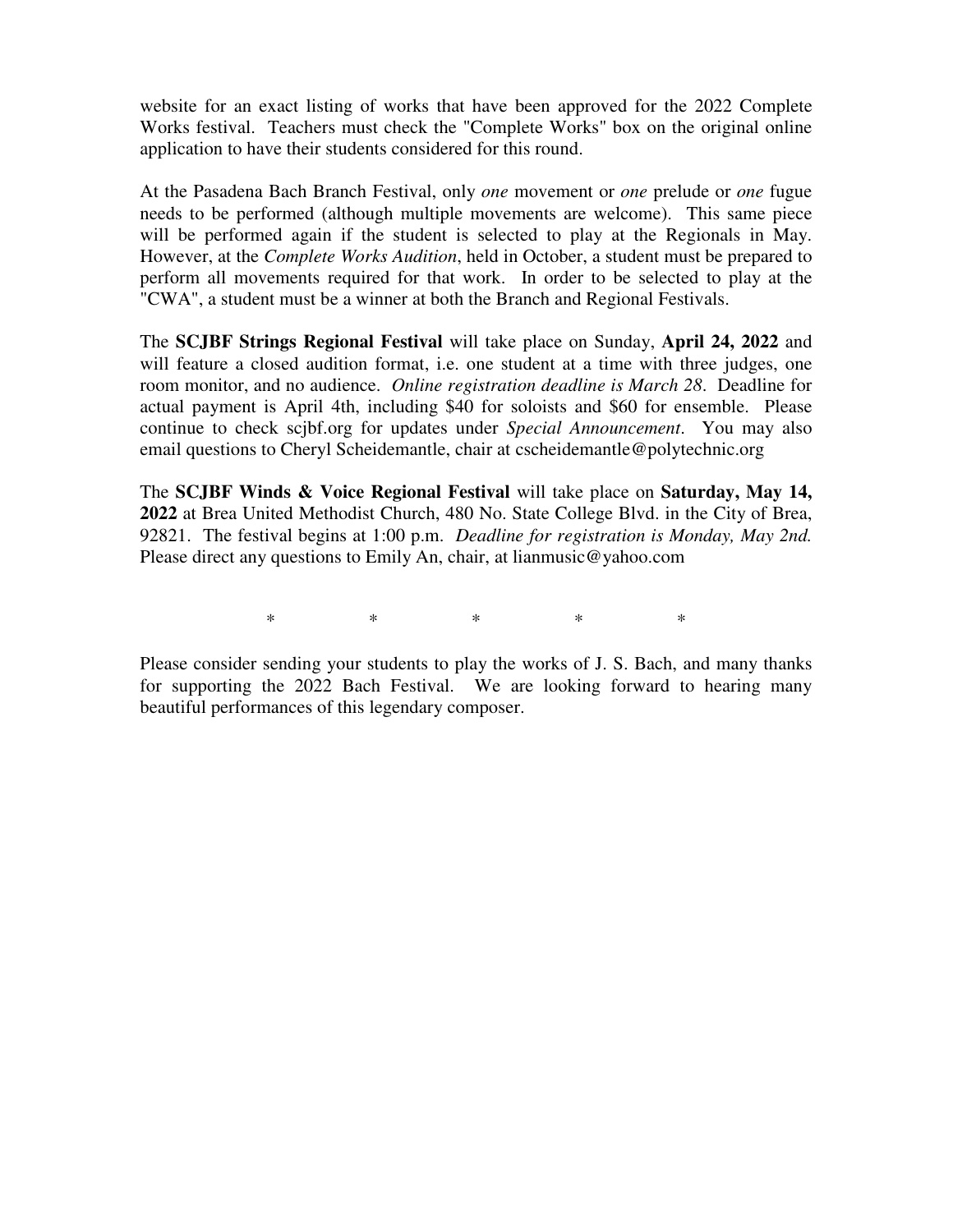website for an exact listing of works that have been approved for the 2022 Complete Works festival. Teachers must check the "Complete Works" box on the original online application to have their students considered for this round.

At the Pasadena Bach Branch Festival, only *one* movement or *one* prelude or *one* fugue needs to be performed (although multiple movements are welcome). This same piece will be performed again if the student is selected to play at the Regionals in May. However, at the *Complete Works Audition*, held in October, a student must be prepared to perform all movements required for that work. In order to be selected to play at the "CWA", a student must be a winner at both the Branch and Regional Festivals.

The **SCJBF Strings Regional Festival** will take place on Sunday, **April 24, 2022** and will feature a closed audition format, i.e. one student at a time with three judges, one room monitor, and no audience. *Online registration deadline is March 28*. Deadline for actual payment is April 4th, including $40 for soloists and $60 for ensemble. Please continue to check scjbf.org for updates under *Special Announcement*. You may also email questions to Cheryl Scheidemantle, chair at cscheidemantle@polytechnic.org

The **SCJBF Winds & Voice Regional Festival** will take place on **Saturday, May 14, 2022** at Brea United Methodist Church, 480 No. State College Blvd. in the City of Brea, 92821. The festival begins at 1:00 p.m. *Deadline for registration is Monday, May 2nd.* Please direct any questions to Emily An, chair, at lianmusic@yahoo.com

\*          \*          \*          \*          \*

Please consider sending your students to play the works of J. S. Bach, and many thanks for supporting the 2022 Bach Festival. We are looking forward to hearing many beautiful performances of this legendary composer.